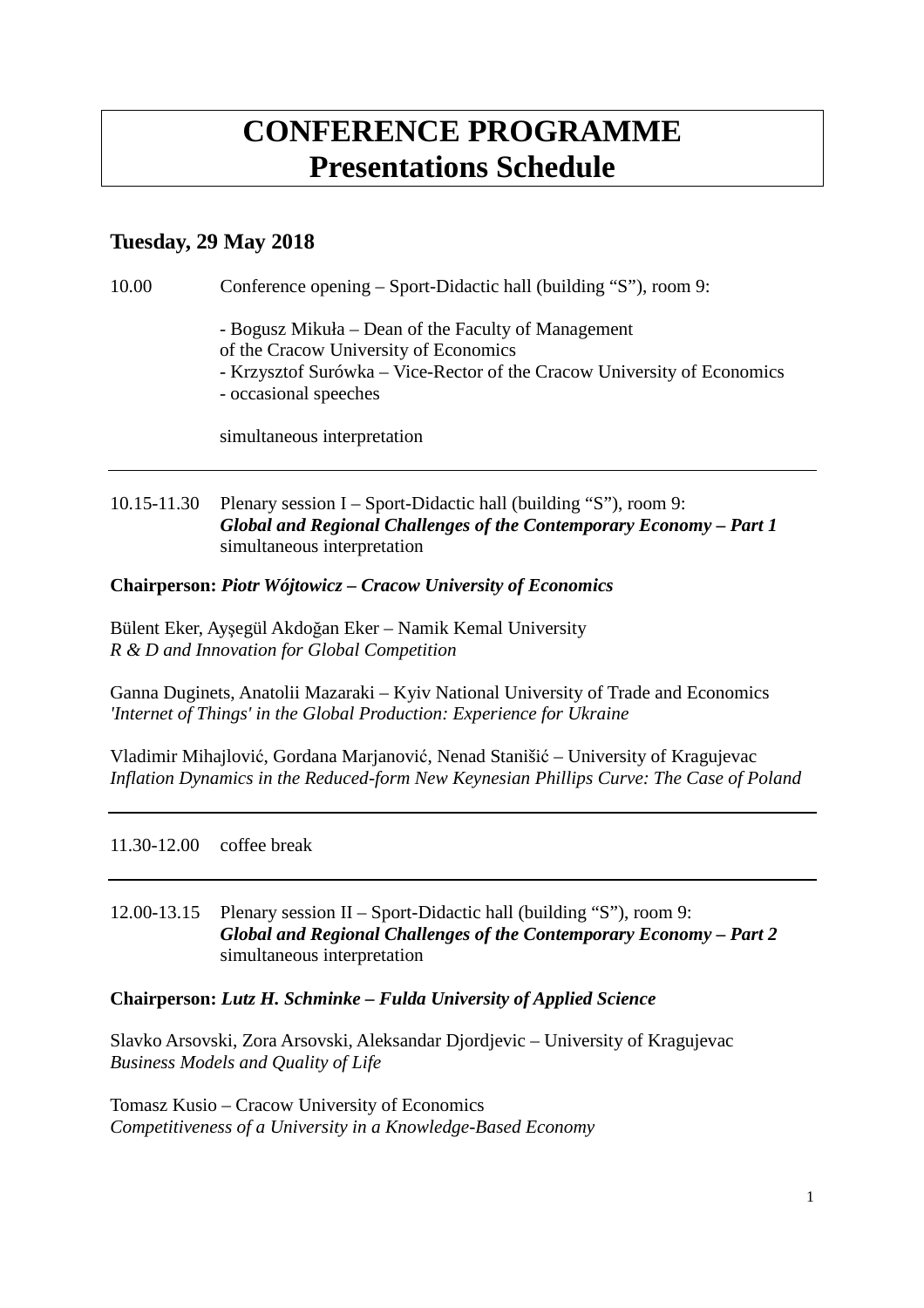# CONFERENCE PROGRAMME
# Presentations Schedule

## Tuesday, 29 May 2018

10.00 Conference opening – Sport-Didactic hall (building "S"), room 9:

- Bogusz Mikuła – Dean of the Faculty of Management of the Cracow University of Economics
- Krzysztof Surówka – Vice-Rector of the Cracow University of Economics
- occasional speeches

simultaneous interpretation

---

10.15-11.30 Plenary session I – Sport-Didactic hall (building "S"), room 9:
***Global and Regional Challenges of the Contemporary Economy – Part 1***
simultaneous interpretation

**Chairperson: *Piotr Wójtowicz – Cracow University of Economics***

Bülent Eker, Ayşegül Akdoğan Eker – Namik Kemal University
*R & D and Innovation for Global Competition*

Ganna Duginets, Anatolii Mazaraki – Kyiv National University of Trade and Economics
*'Internet of Things' in the Global Production: Experience for Ukraine*

Vladimir Mihajlović, Gordana Marjanović, Nenad Stanišić – University of Kragujevac
*Inflation Dynamics in the Reduced-form New Keynesian Phillips Curve: The Case of Poland*

---

11.30-12.00 coffee break

---

12.00-13.15 Plenary session II – Sport-Didactic hall (building "S"), room 9:
***Global and Regional Challenges of the Contemporary Economy – Part 2***
simultaneous interpretation

**Chairperson: *Lutz H. Schminke – Fulda University of Applied Science***

Slavko Arsovski, Zora Arsovski, Aleksandar Djordjevic – University of Kragujevac
*Business Models and Quality of Life*

Tomasz Kusio – Cracow University of Economics
*Competitiveness of a University in a Knowledge-Based Economy*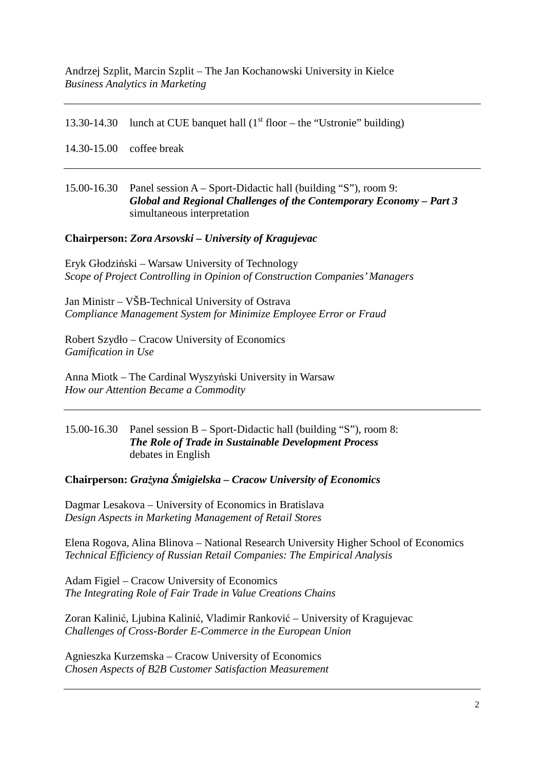Andrzej Szplit, Marcin Szplit – The Jan Kochanowski University in Kielce
*Business Analytics in Marketing*

---

13.30-14.30 lunch at CUE banquet hall (1st floor – the "Ustronie" building)

14.30-15.00 coffee break

---

15.00-16.30 Panel session A – Sport-Didactic hall (building "S"), room 9:
***Global and Regional Challenges of the Contemporary Economy – Part 3***
simultaneous interpretation

**Chairperson: *Zora Arsovski – University of Kragujevac***

Eryk Głodziński – Warsaw University of Technology
*Scope of Project Controlling in Opinion of Construction Companies' Managers*

Jan Ministr – VŠB-Technical University of Ostrava
*Compliance Management System for Minimize Employee Error or Fraud*

Robert Szydło – Cracow University of Economics
*Gamification in Use*

Anna Miotk – The Cardinal Wyszyński University in Warsaw
*How our Attention Became a Commodity*

---

15.00-16.30 Panel session B – Sport-Didactic hall (building "S"), room 8:
***The Role of Trade in Sustainable Development Process***
debates in English

**Chairperson: *Grażyna Śmigielska – Cracow University of Economics***

Dagmar Lesakova – University of Economics in Bratislava
*Design Aspects in Marketing Management of Retail Stores*

Elena Rogova, Alina Blinova – National Research University Higher School of Economics
*Technical Efficiency of Russian Retail Companies: The Empirical Analysis*

Adam Figiel – Cracow University of Economics
*The Integrating Role of Fair Trade in Value Creations Chains*

Zoran Kalinić, Ljubina Kalinić, Vladimir Ranković – University of Kragujevac
*Challenges of Cross-Border E-Commerce in the European Union*

Agnieszka Kurzemska – Cracow University of Economics
*Chosen Aspects of B2B Customer Satisfaction Measurement*

---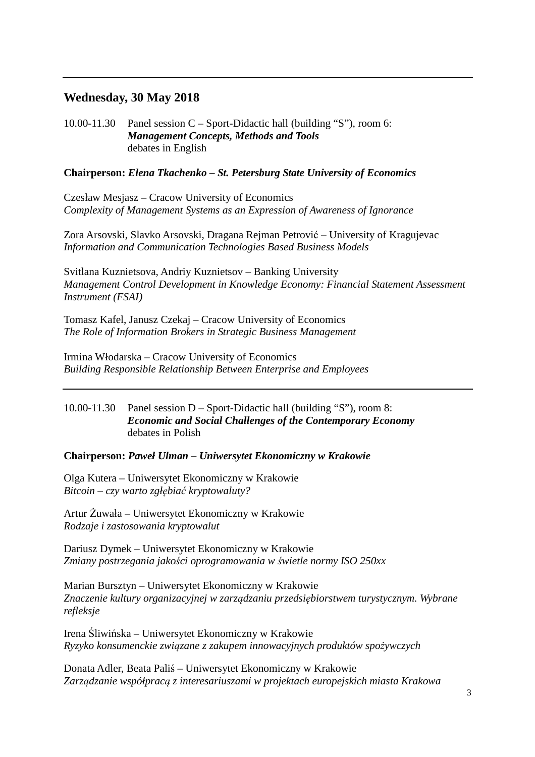---

## Wednesday, 30 May 2018

10.00-11.30 Panel session C – Sport-Didactic hall (building “S”), room 6:
***Management Concepts, Methods and Tools***
debates in English

**Chairperson:** ***Elena Tkachenko – St. Petersburg State University of Economics***

Czesław Mesjasz – Cracow University of Economics
*Complexity of Management Systems as an Expression of Awareness of Ignorance*

Zora Arsovski, Slavko Arsovski, Dragana Rejman Petrović – University of Kragujevac
*Information and Communication Technologies Based Business Models*

Svitlana Kuznietsova, Andriy Kuznietsov – Banking University
*Management Control Development in Knowledge Economy: Financial Statement Assessment Instrument (FSAI)*

Tomasz Kafel, Janusz Czekaj – Cracow University of Economics
*The Role of Information Brokers in Strategic Business Management*

Irmina Włodarska – Cracow University of Economics
*Building Responsible Relationship Between Enterprise and Employees*

---

10.00-11.30 Panel session D – Sport-Didactic hall (building “S”), room 8:
***Economic and Social Challenges of the Contemporary Economy***
debates in Polish

**Chairperson:** ***Paweł Ulman – Uniwersytet Ekonomiczny w Krakowie***

Olga Kutera – Uniwersytet Ekonomiczny w Krakowie
*Bitcoin – czy warto zgłębiać kryptowaluty?*

Artur Żuwała – Uniwersytet Ekonomiczny w Krakowie
*Rodzaje i zastosowania kryptowalut*

Dariusz Dymek – Uniwersytet Ekonomiczny w Krakowie
*Zmiany postrzegania jakości oprogramowania w świetle normy ISO 250xx*

Marian Bursztyn – Uniwersytet Ekonomiczny w Krakowie
*Znaczenie kultury organizacyjnej w zarządzaniu przedsiębiorstwem turystycznym. Wybrane refleksje*

Irena Śliwińska – Uniwersytet Ekonomiczny w Krakowie
*Ryzyko konsumenckie związane z zakupem innowacyjnych produktów spożywczych*

Donata Adler, Beata Paliś – Uniwersytet Ekonomiczny w Krakowie
*Zarządzanie współpracą z interesariuszami w projektach europejskich miasta Krakowa*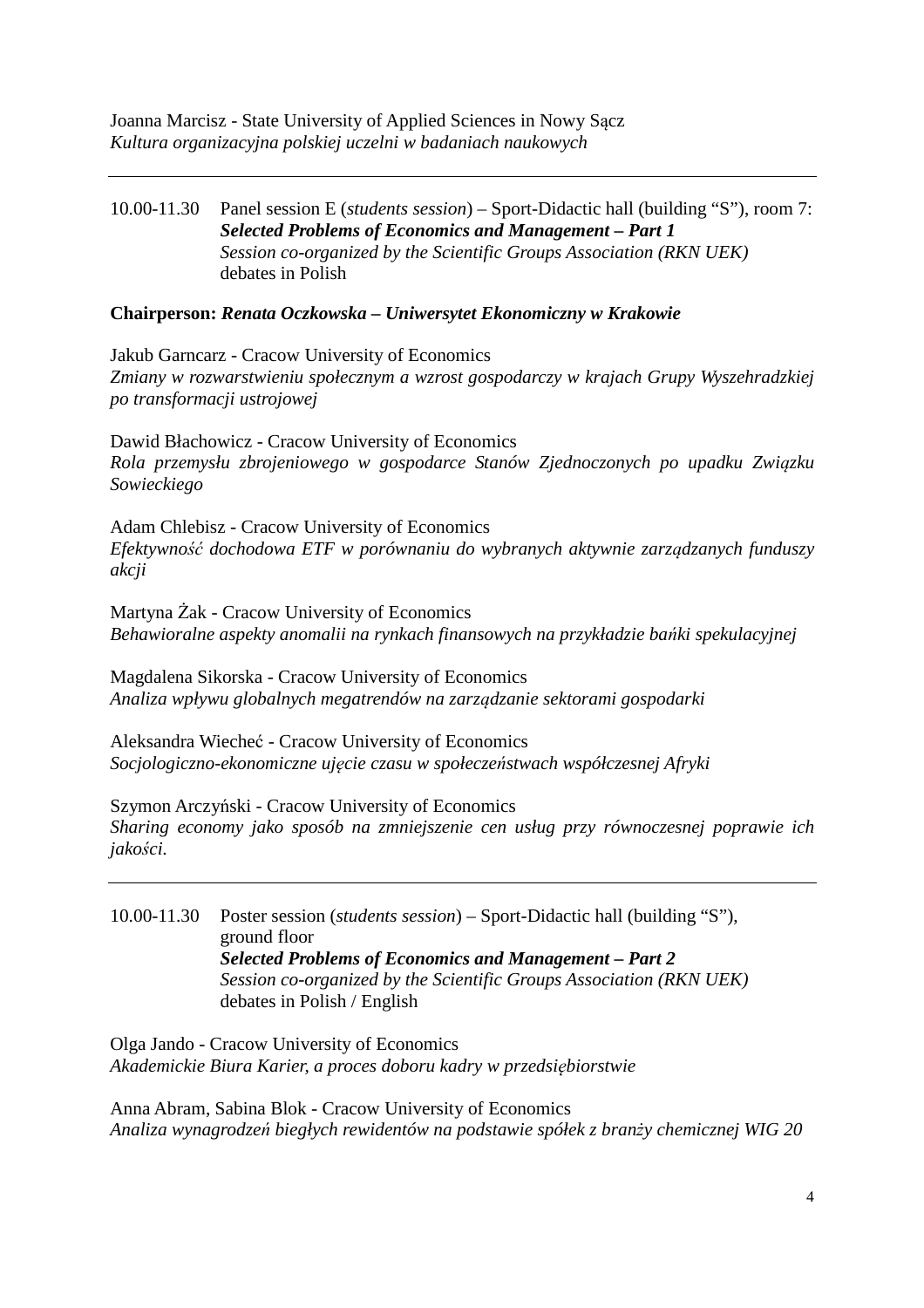Joanna Marcisz - State University of Applied Sciences in Nowy Sącz
*Kultura organizacyjna polskiej uczelni w badaniach naukowych*

---

10.00-11.30 Panel session E (*students session*) – Sport-Didactic hall (building "S"), room 7:
***Selected Problems of Economics and Management – Part 1***
*Session co-organized by the Scientific Groups Association (RKN UEK)*
debates in Polish

**Chairperson: *Renata Oczkowska – Uniwersytet Ekonomiczny w Krakowie***

Jakub Garncarz - Cracow University of Economics
*Zmiany w rozwarstwieniu społecznym a wzrost gospodarczy w krajach Grupy Wyszehradzkiej po transformacji ustrojowej*

Dawid Błachowicz - Cracow University of Economics
*Rola przemysłu zbrojeniowego w gospodarce Stanów Zjednoczonych po upadku Związku Sowieckiego*

Adam Chlebisz - Cracow University of Economics
*Efektywność dochodowa ETF w porównaniu do wybranych aktywnie zarządzanych funduszy akcji*

Martyna Żak - Cracow University of Economics
*Behawioralne aspekty anomalii na rynkach finansowych na przykładzie bańki spekulacyjnej*

Magdalena Sikorska - Cracow University of Economics
*Analiza wpływu globalnych megatrendów na zarządzanie sektorami gospodarki*

Aleksandra Wiecheć - Cracow University of Economics
*Socjologiczno-ekonomiczne ujęcie czasu w społeczeństwach współczesnej Afryki*

Szymon Arczyński - Cracow University of Economics
*Sharing economy jako sposób na zmniejszenie cen usług przy równoczesnej poprawie ich jakości.*

---

10.00-11.30 Poster session (*students session*) – Sport-Didactic hall (building "S"), ground floor
***Selected Problems of Economics and Management – Part 2***
*Session co-organized by the Scientific Groups Association (RKN UEK)*
debates in Polish / English

Olga Jando - Cracow University of Economics
*Akademickie Biura Karier, a proces doboru kadry w przedsiębiorstwie*

Anna Abram, Sabina Blok - Cracow University of Economics
*Analiza wynagrodzeń biegłych rewidentów na podstawie spółek z branży chemicznej WIG 20*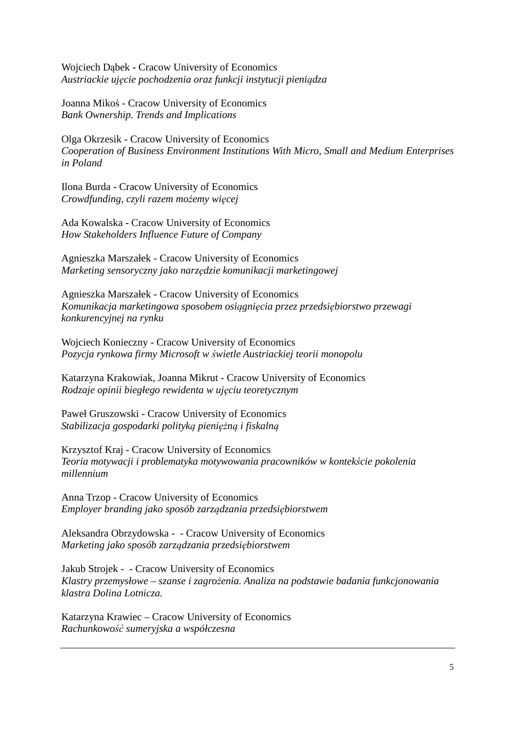Wojciech Dąbek - Cracow University of Economics
*Austriackie ujęcie pochodzenia oraz funkcji instytucji pieniądza*

Joanna Mikoś - Cracow University of Economics
*Bank Ownership. Trends and Implications*

Olga Okrzesik - Cracow University of Economics
*Cooperation of Business Environment Institutions With Micro, Small and Medium Enterprises in Poland*

Ilona Burda - Cracow University of Economics
*Crowdfunding, czyli razem możemy więcej*

Ada Kowalska - Cracow University of Economics
*How Stakeholders Influence Future of Company*

Agnieszka Marszałek - Cracow University of Economics
*Marketing sensoryczny jako narzędzie komunikacji marketingowej*

Agnieszka Marszałek - Cracow University of Economics
*Komunikacja marketingowa sposobem osiągnięcia przez przedsiębiorstwo przewagi konkurencyjnej na rynku*

Wojciech Konieczny - Cracow University of Economics
*Pozycja rynkowa firmy Microsoft w świetle Austriackiej teorii monopolu*

Katarzyna Krakowiak, Joanna Mikrut - Cracow University of Economics
*Rodzaje opinii biegłego rewidenta w ujęciu teoretycznym*

Paweł Gruszowski - Cracow University of Economics
*Stabilizacja gospodarki polityką pieniężną i fiskalną*

Krzysztof Kraj - Cracow University of Economics
*Teoria motywacji i problematyka motywowania pracowników w kontekście pokolenia millennium*

Anna Trzop - Cracow University of Economics
*Employer branding jako sposób zarządzania przedsiębiorstwem*

Aleksandra Obrzydowska - - Cracow University of Economics
*Marketing jako sposób zarządzania przedsiębiorstwem*

Jakub Strojek - - Cracow University of Economics
*Klastry przemysłowe – szanse i zagrożenia. Analiza na podstawie badania funkcjonowania klastra Dolina Lotnicza.*

Katarzyna Krawiec – Cracow University of Economics
*Rachunkowość sumeryjska a współczesna*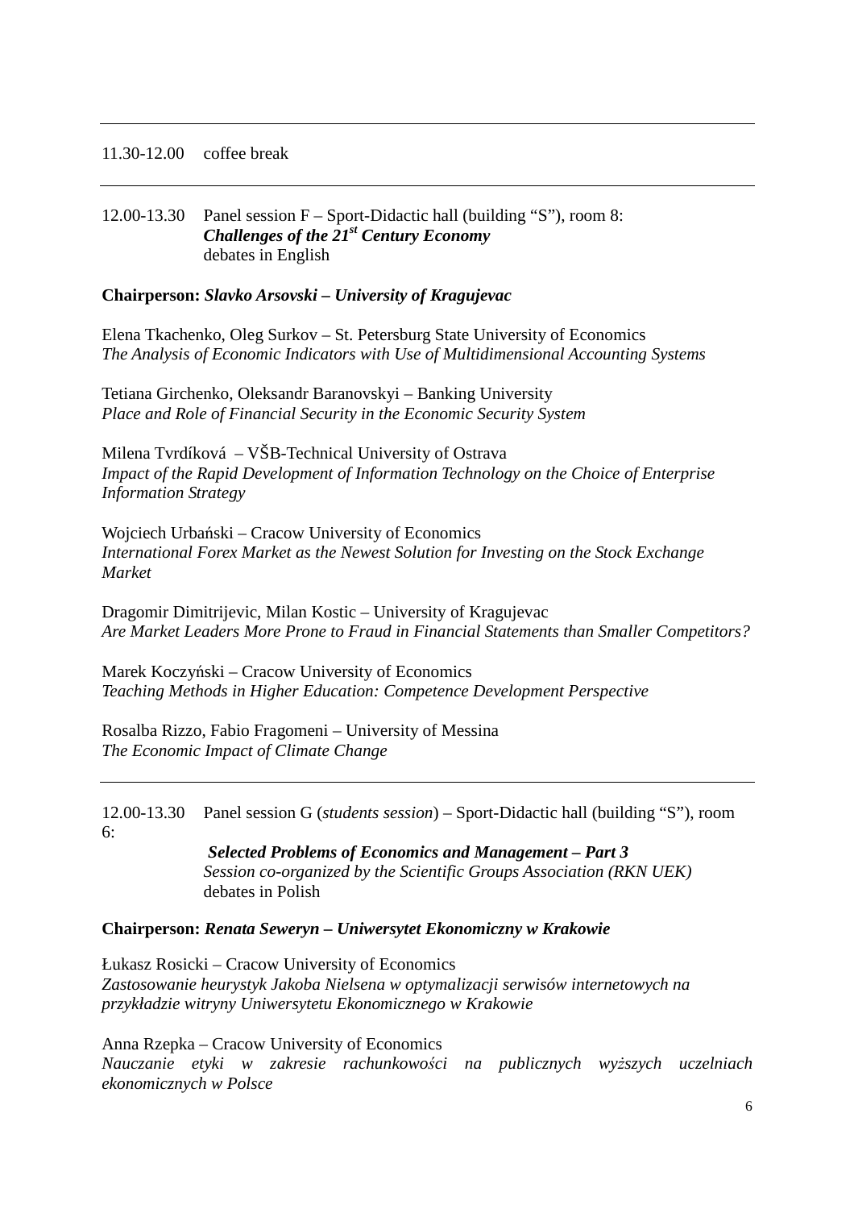---

11.30-12.00 coffee break

---

12.00-13.30 Panel session F – Sport-Didactic hall (building "S"), room 8:
***Challenges of the 21st Century Economy***
debates in English

**Chairperson: *Slavko Arsovski – University of Kragujevac***

Elena Tkachenko, Oleg Surkov – St. Petersburg State University of Economics
*The Analysis of Economic Indicators with Use of Multidimensional Accounting Systems*

Tetiana Girchenko, Oleksandr Baranovskyi – Banking University
*Place and Role of Financial Security in the Economic Security System*

Milena Tvrdíková – VŠB-Technical University of Ostrava
*Impact of the Rapid Development of Information Technology on the Choice of Enterprise Information Strategy*

Wojciech Urbański – Cracow University of Economics
*International Forex Market as the Newest Solution for Investing on the Stock Exchange Market*

Dragomir Dimitrijevic, Milan Kostic – University of Kragujevac
*Are Market Leaders More Prone to Fraud in Financial Statements than Smaller Competitors?*

Marek Koczyński – Cracow University of Economics
*Teaching Methods in Higher Education: Competence Development Perspective*

Rosalba Rizzo, Fabio Fragomeni – University of Messina
*The Economic Impact of Climate Change*

---

12.00-13.30 Panel session G (*students session*) – Sport-Didactic hall (building "S"), room 6:
***Selected Problems of Economics and Management – Part 3***
*Session co-organized by the Scientific Groups Association (RKN UEK)*
debates in Polish

**Chairperson: *Renata Seweryn – Uniwersytet Ekonomiczny w Krakowie***

Łukasz Rosicki – Cracow University of Economics
*Zastosowanie heurystyk Jakoba Nielsena w optymalizacji serwisów internetowych na przykładzie witryny Uniwersytetu Ekonomicznego w Krakowie*

Anna Rzepka – Cracow University of Economics
*Nauczanie etyki w zakresie rachunkowości na publicznych wyższych uczelniach ekonomicznych w Polsce*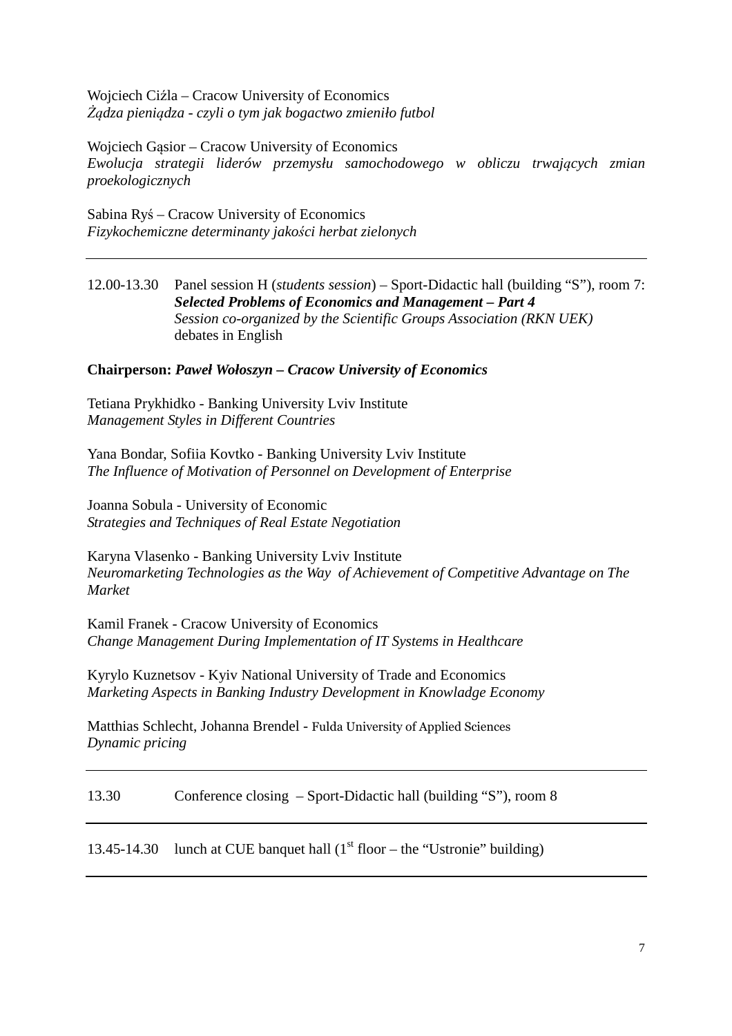Wojciech Ciźla – Cracow University of Economics
*Żądza pieniądza - czyli o tym jak bogactwo zmieniło futbol*

Wojciech Gąsior – Cracow University of Economics
*Ewolucja strategii liderów przemysłu samochodowego w obliczu trwających zmian proekologicznych*

Sabina Ryś – Cracow University of Economics
*Fizykochemiczne determinanty jakości herbat zielonych*

---

12.00-13.30 Panel session H (*students session*) – Sport-Didactic hall (building "S"), room 7:
***Selected Problems of Economics and Management – Part 4***
*Session co-organized by the Scientific Groups Association (RKN UEK)*
debates in English

**Chairperson: *Paweł Wołoszyn – Cracow University of Economics***

Tetiana Prykhidko - Banking University Lviv Institute
*Management Styles in Different Countries*

Yana Bondar, Sofiia Kovtko - Banking University Lviv Institute
*The Influence of Motivation of Personnel on Development of Enterprise*

Joanna Sobula - University of Economic
*Strategies and Techniques of Real Estate Negotiation*

Karyna Vlasenko - Banking University Lviv Institute
*Neuromarketing Technologies as the Way of Achievement of Competitive Advantage on The Market*

Kamil Franek - Cracow University of Economics
*Change Management During Implementation of IT Systems in Healthcare*

Kyrylo Kuznetsov - Kyiv National University of Trade and Economics
*Marketing Aspects in Banking Industry Development in Knowladge Economy*

Matthias Schlecht, Johanna Brendel - Fulda University of Applied Sciences
*Dynamic pricing*

---

13.30 Conference closing – Sport-Didactic hall (building "S"), room 8

---

13.45-14.30 lunch at CUE banquet hall (1st floor – the "Ustronie" building)

---